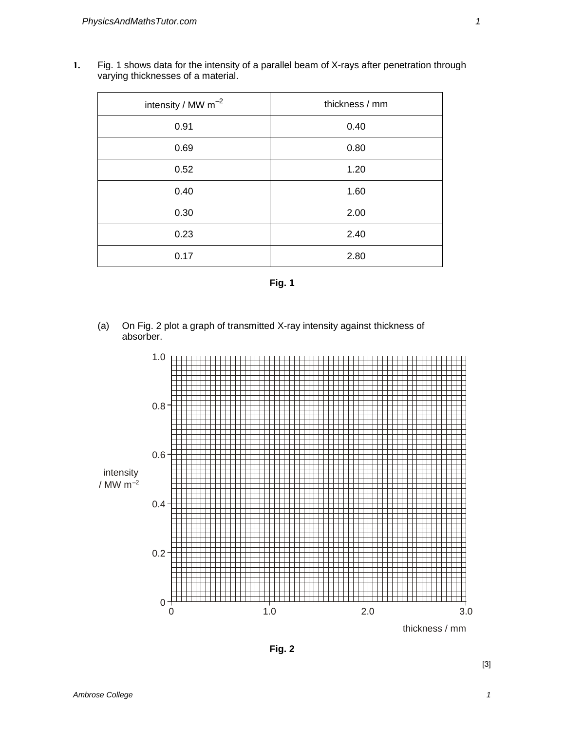1. Fig. 1 shows data for the intensity of a parallel beam of X-rays after penetration through varying thicknesses of a material.

| intensity / MW $m^{-2}$ | thickness / mm |
|---|---|
| 0.91 | 0.40 |
| 0.69 | 0.80 |
| 0.52 | 1.20 |
| 0.40 | 1.60 |
| 0.30 | 2.00 |
| 0.23 | 2.40 |
| 0.17 | 2.80 |

**Fig. 1**

(a) On Fig. 2 plot a graph of transmitted X-ray intensity against thickness of absorber.

intensity / MW $m^{-2}$ (axis 0 to 1.0)

thickness / mm (axis 0 to 3.0)

**Fig. 2**

[3]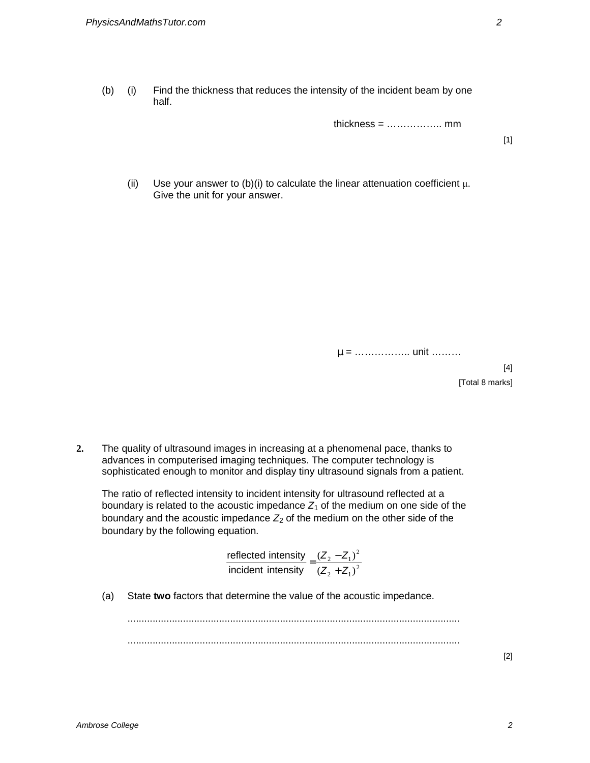(b) (i) Find the thickness that reduces the intensity of the incident beam by one half.

thickness = …………….. mm

[1]

(ii) Use your answer to (b)(i) to calculate the linear attenuation coefficient μ. Give the unit for your answer.

μ = …………….. unit ………

[4]

[Total 8 marks]

**2.** The quality of ultrasound images in increasing at a phenomenal pace, thanks to advances in computerised imaging techniques. The computer technology is sophisticated enough to monitor and display tiny ultrasound signals from a patient.

The ratio of reflected intensity to incident intensity for ultrasound reflected at a boundary is related to the acoustic impedance $Z_1$ of the medium on one side of the boundary and the acoustic impedance $Z_2$ of the medium on the other side of the boundary by the following equation.

$$\frac{\text{reflected intensity}}{\text{incident intensity}} = \frac{(Z_2 - Z_1)^2}{(Z_2 + Z_1)^2}$$

(a) State **two** factors that determine the value of the acoustic impedance.

.......................................................................................................................

.......................................................................................................................

[2]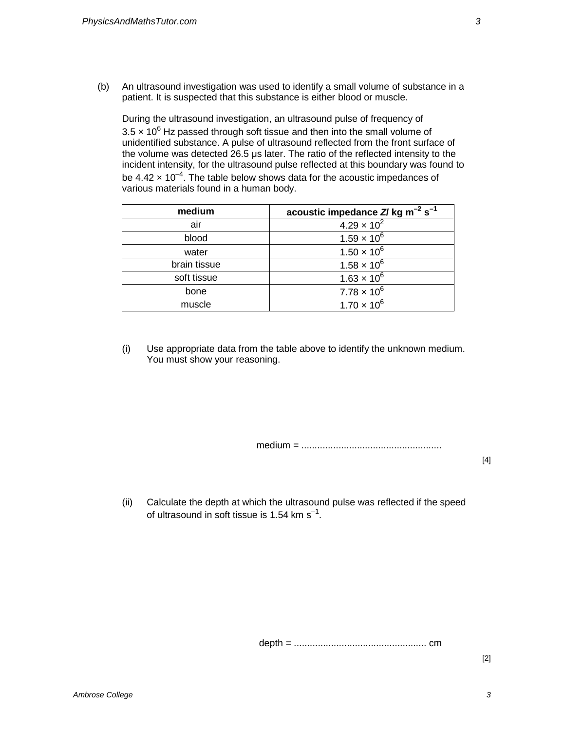(b) An ultrasound investigation was used to identify a small volume of substance in a patient. It is suspected that this substance is either blood or muscle.

During the ultrasound investigation, an ultrasound pulse of frequency of $3.5 \times 10^6$ Hz passed through soft tissue and then into the small volume of unidentified substance. A pulse of ultrasound reflected from the front surface of the volume was detected 26.5 μs later. The ratio of the reflected intensity to the incident intensity, for the ultrasound pulse reflected at this boundary was found to be $4.42 \times 10^{-4}$. The table below shows data for the acoustic impedances of various materials found in a human body.

| **medium** | **acoustic impedance *Z*/ kg m$^{-2}$ s$^{-1}$** |
|---|---|
| air | $4.29 \times 10^2$ |
| blood | $1.59 \times 10^6$ |
| water | $1.50 \times 10^6$ |
| brain tissue | $1.58 \times 10^6$ |
| soft tissue | $1.63 \times 10^6$ |
| bone | $7.78 \times 10^6$ |
| muscle | $1.70 \times 10^6$ |

(i) Use appropriate data from the table above to identify the unknown medium. You must show your reasoning.

medum = ......................................................

[4]

(ii) Calculate the depth at which the ultrasound pulse was reflected if the speed of ultrasound in soft tissue is 1.54 km s$^{-1}$.

depth = .................................................. cm

[2]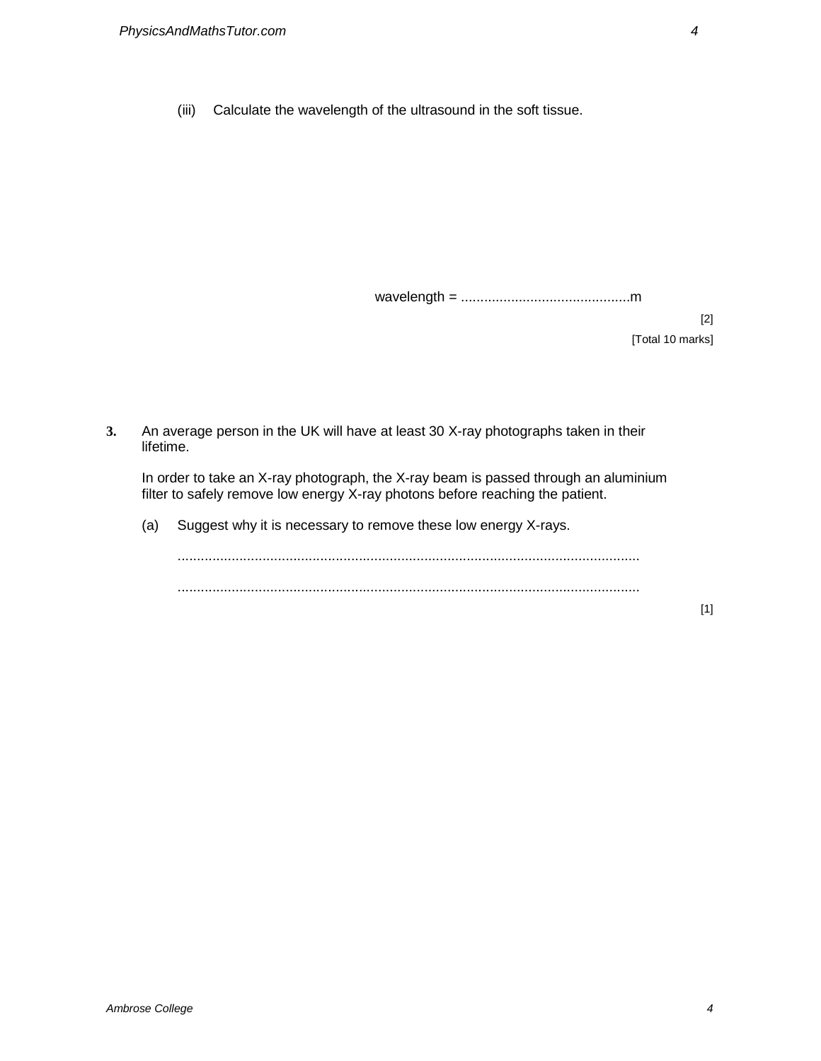(iii) Calculate the wavelength of the ultrasound in the soft tissue.

wavelength = ............................................m

[2]

[Total 10 marks]

**3.** An average person in the UK will have at least 30 X-ray photographs taken in their lifetime.

In order to take an X-ray photograph, the X-ray beam is passed through an aluminium filter to safely remove low energy X-ray photons before reaching the patient.

(a) Suggest why it is necessary to remove these low energy X-rays.

.........................................................................................................................

.........................................................................................................................

[1]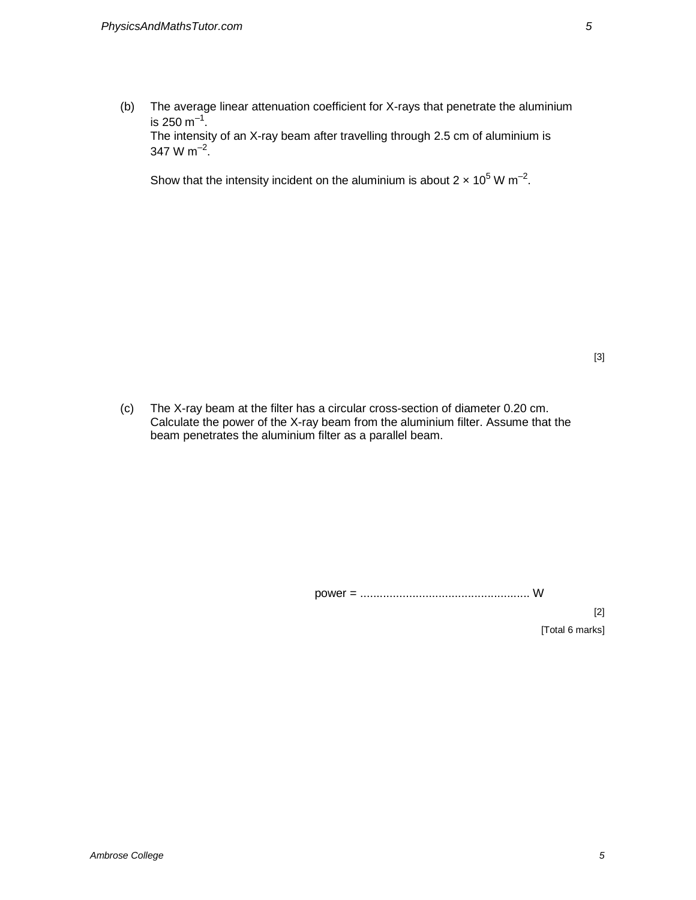(b) The average linear attenuation coefficient for X-rays that penetrate the aluminium is $250 \text{ m}^{-1}$.
The intensity of an X-ray beam after travelling through 2.5 cm of aluminium is $347 \text{ W m}^{-2}$.

Show that the intensity incident on the aluminium is about $2 \times 10^5 \text{ W m}^{-2}$.

[3]

(c) The X-ray beam at the filter has a circular cross-section of diameter 0.20 cm. Calculate the power of the X-ray beam from the aluminium filter. Assume that the beam penetrates the aluminium filter as a parallel beam.

power = .................................................... W

[2]

[Total 6 marks]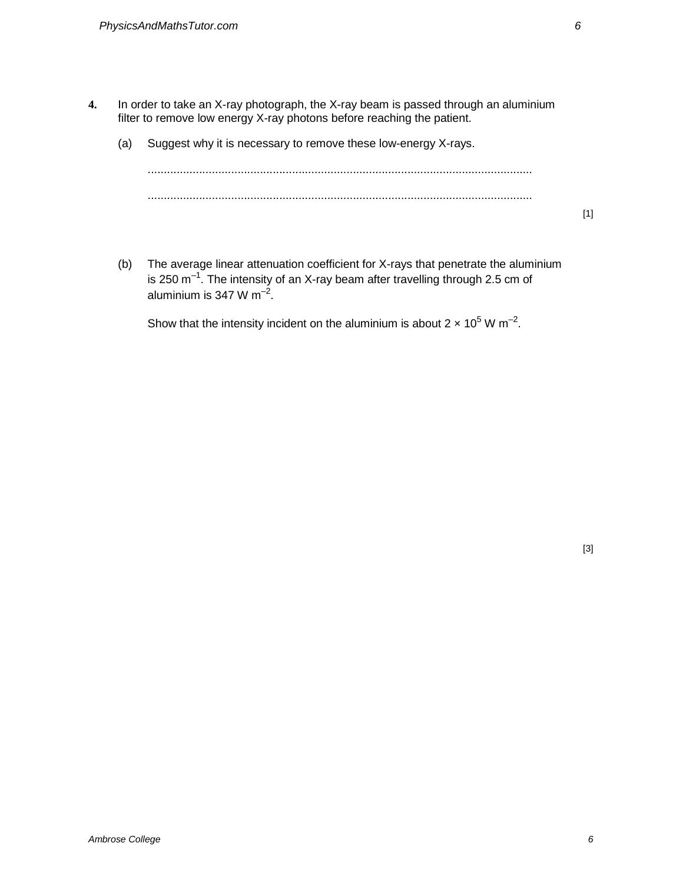**4.** In order to take an X-ray photograph, the X-ray beam is passed through an aluminium filter to remove low energy X-ray photons before reaching the patient.

(a) Suggest why it is necessary to remove these low-energy X-rays.

.......................................................................................................................

.......................................................................................................................

[1]

(b) The average linear attenuation coefficient for X-rays that penetrate the aluminium is 250 $m^{-1}$. The intensity of an X-ray beam after travelling through 2.5 cm of aluminium is 347 W $m^{-2}$.

Show that the intensity incident on the aluminium is about $2 \times 10^5$ W $m^{-2}$.

[3]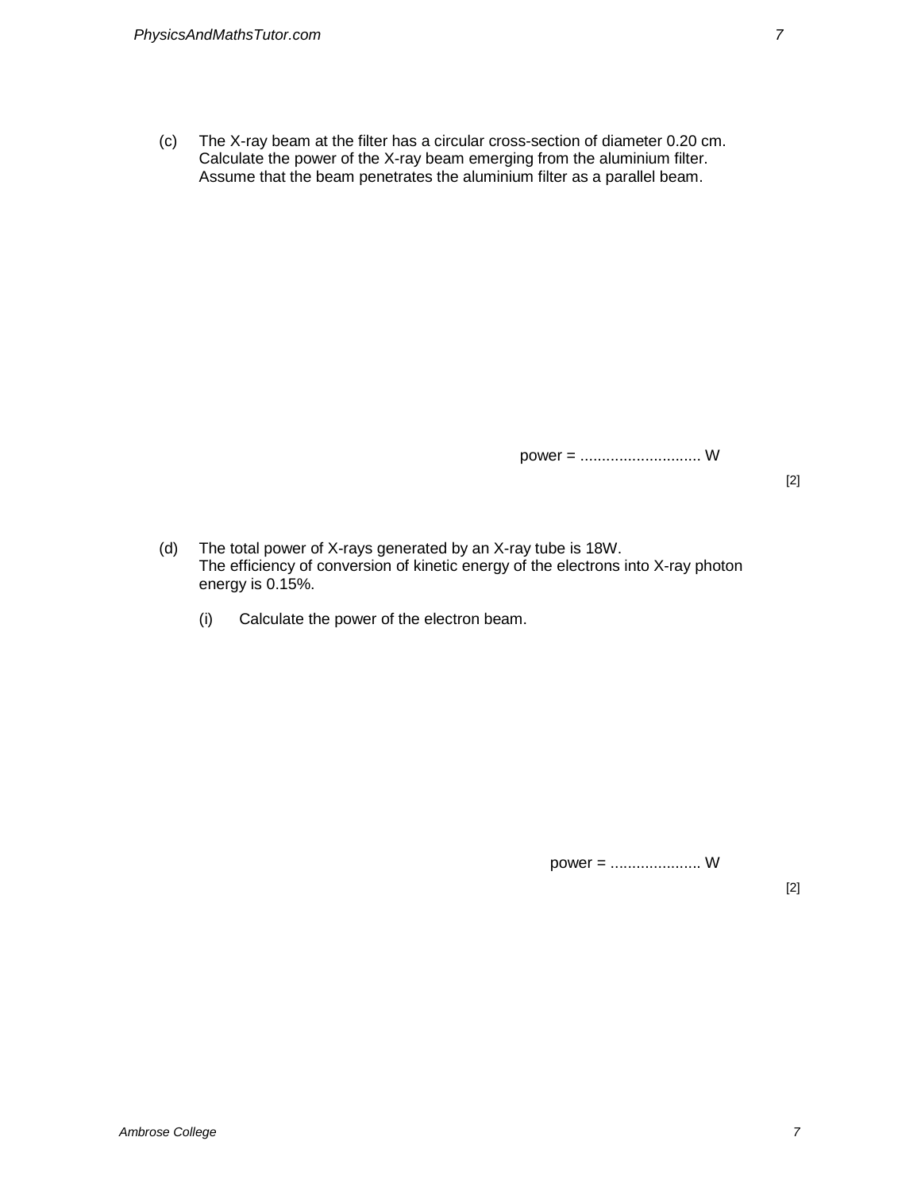(c) The X-ray beam at the filter has a circular cross-section of diameter 0.20 cm. Calculate the power of the X-ray beam emerging from the aluminium filter. Assume that the beam penetrates the aluminium filter as a parallel beam.

power = ............................ W

[2]

(d) The total power of X-rays generated by an X-ray tube is 18W. The efficiency of conversion of kinetic energy of the electrons into X-ray photon energy is 0.15%.

(i) Calculate the power of the electron beam.

power = ..................... W

[2]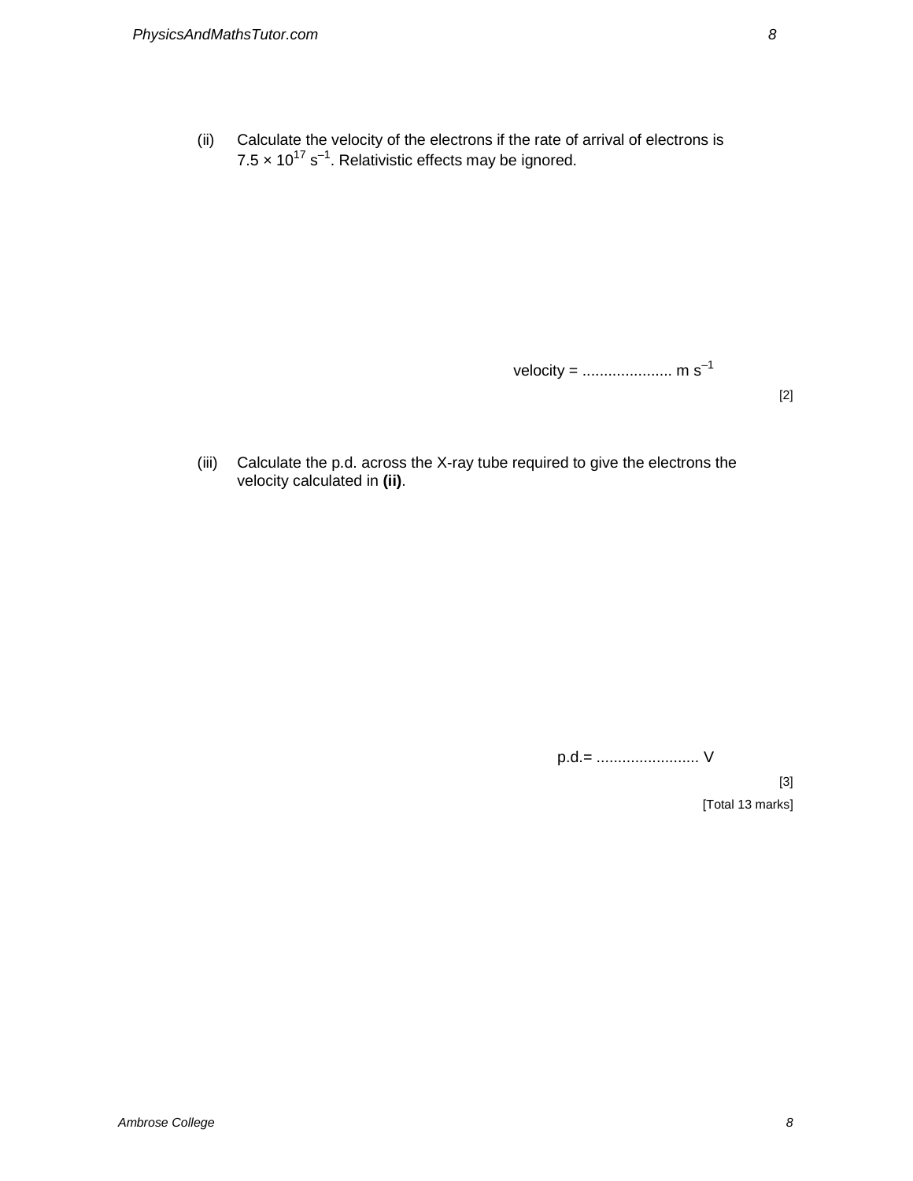(ii) Calculate the velocity of the electrons if the rate of arrival of electrons is $7.5 \times 10^{17}$ $s^{-1}$. Relativistic effects may be ignored.

velocity = .................... m $s^{-1}$

[2]

(iii) Calculate the p.d. across the X-ray tube required to give the electrons the velocity calculated in **(ii)**.

p.d.= ....................... V

[3]

[Total 13 marks]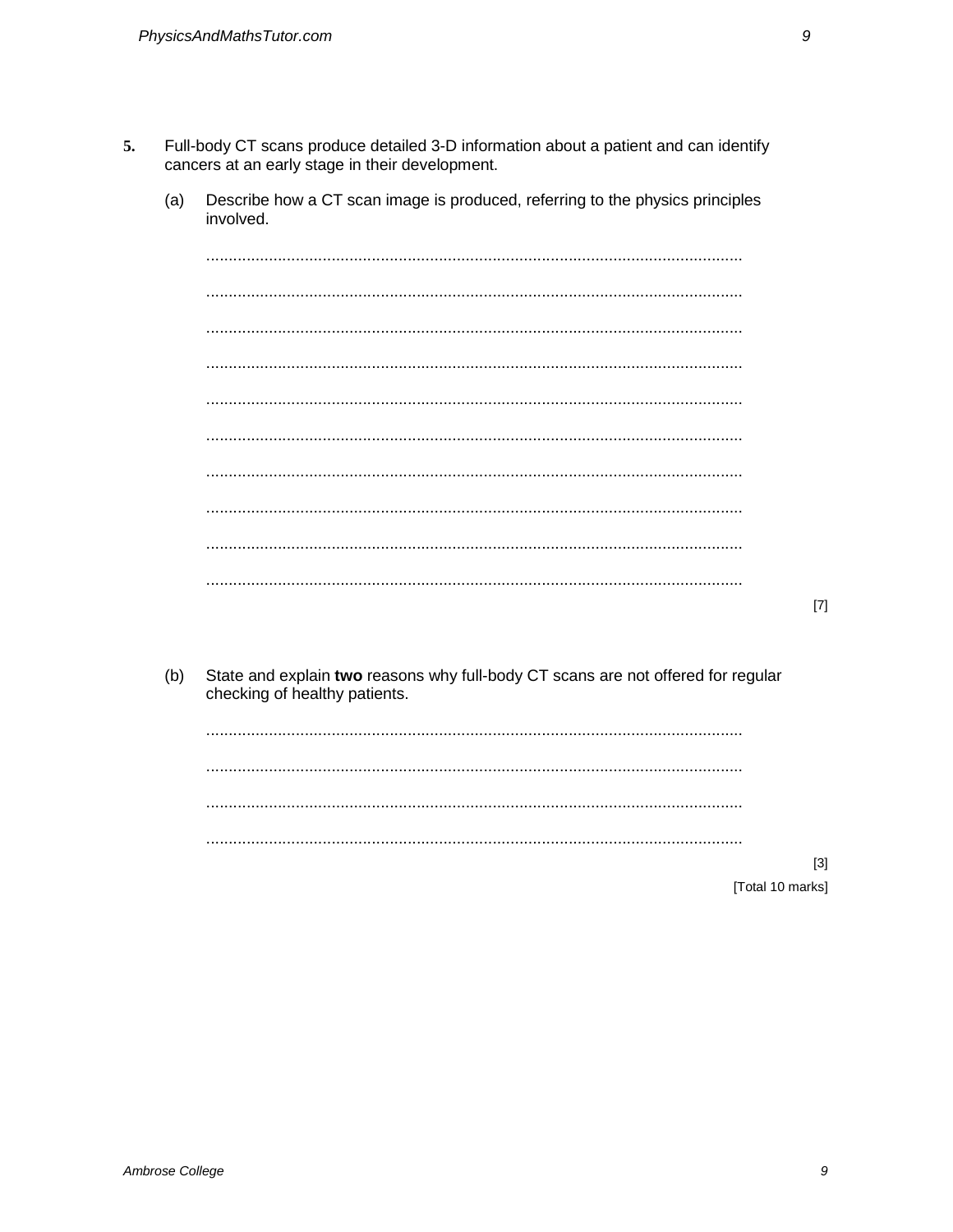5. Full-body CT scans produce detailed 3-D information about a patient and can identify cancers at an early stage in their development.

(a) Describe how a CT scan image is produced, referring to the physics principles involved.

...........................................................................................................................

...........................................................................................................................

...........................................................................................................................

...........................................................................................................................

...........................................................................................................................

...........................................................................................................................

...........................................................................................................................

...........................................................................................................................

...........................................................................................................................

...........................................................................................................................

[7]

(b) State and explain **two** reasons why full-body CT scans are not offered for regular checking of healthy patients.

...........................................................................................................................

...........................................................................................................................

...........................................................................................................................

...........................................................................................................................

[3]

[Total 10 marks]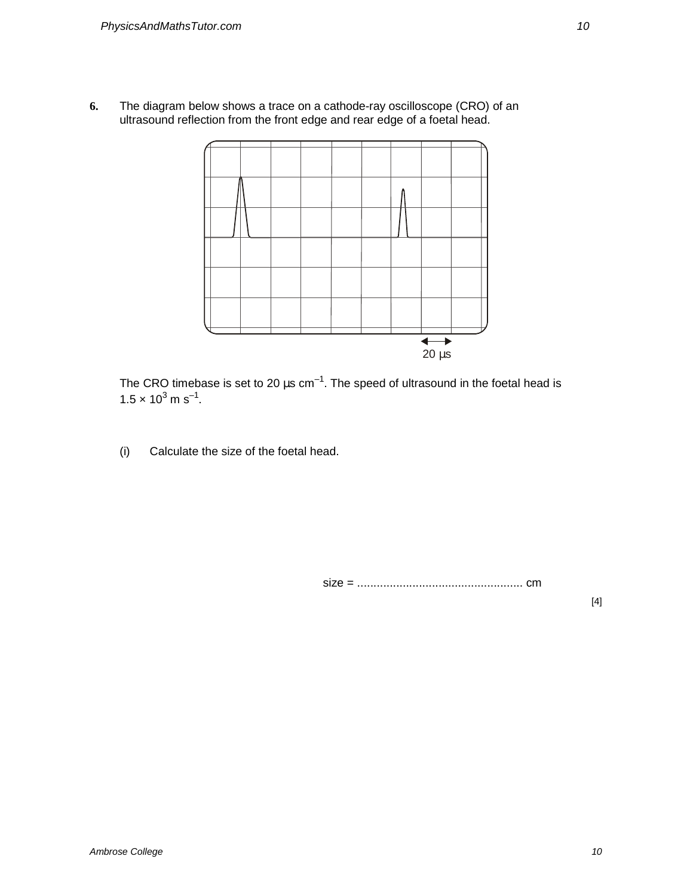**6.** The diagram below shows a trace on a cathode-ray oscilloscope (CRO) of an ultrasound reflection from the front edge and rear edge of a foetal head.

20 μs

The CRO timebase is set to 20 μs $cm^{-1}$. The speed of ultrasound in the foetal head is $1.5 \times 10^3$ m $s^{-1}$.

(i) Calculate the size of the foetal head.

size = .................................................. cm

[4]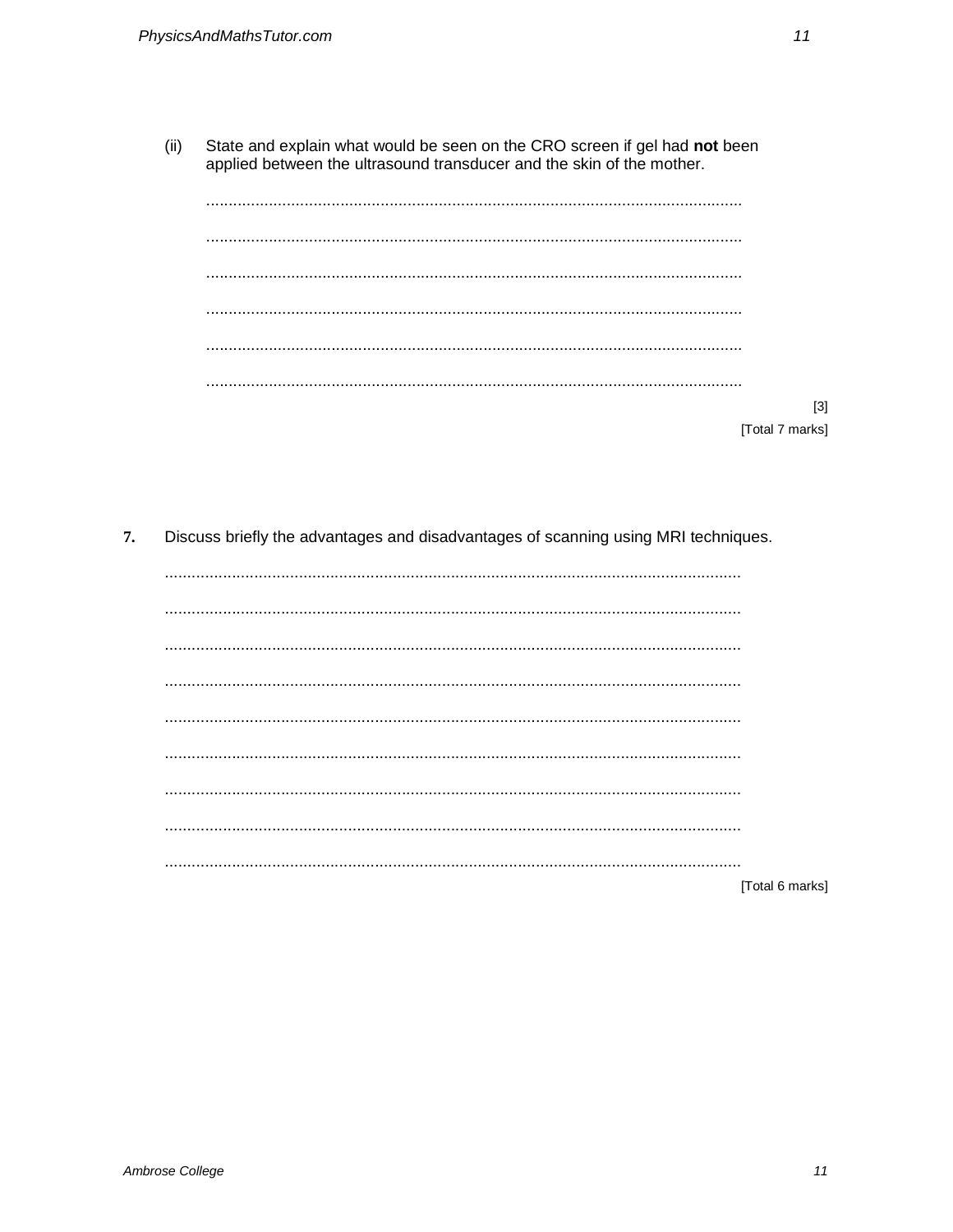(ii) State and explain what would be seen on the CRO screen if gel had **not** been applied between the ultrasound transducer and the skin of the mother.

...............................................................................................................................

...............................................................................................................................

...............................................................................................................................

...............................................................................................................................

...............................................................................................................................

...............................................................................................................................

[3]

[Total 7 marks]

**7.** Discuss briefly the advantages and disadvantages of scanning using MRI techniques.

...............................................................................................................................

...............................................................................................................................

...............................................................................................................................

...............................................................................................................................

...............................................................................................................................

...............................................................................................................................

...............................................................................................................................

...............................................................................................................................

...............................................................................................................................

[Total 6 marks]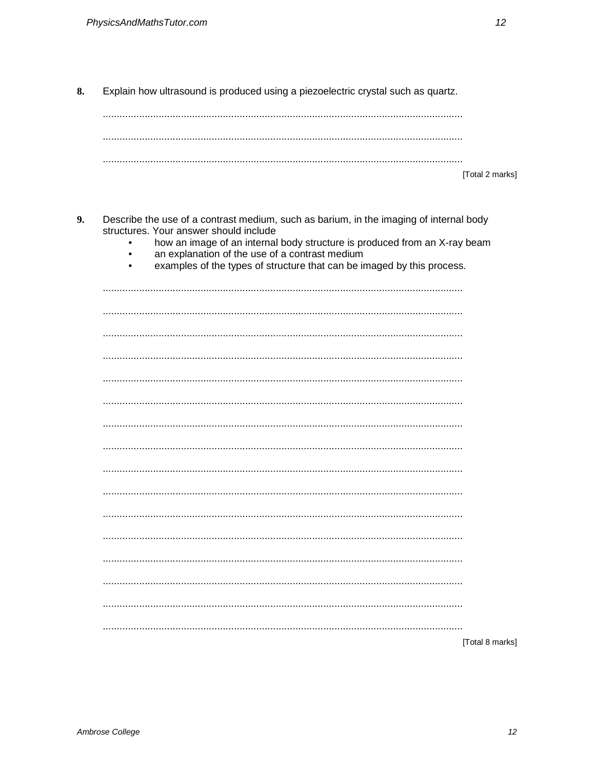**8.** Explain how ultrasound is produced using a piezoelectric crystal such as quartz.

.................................................................................................................................

.................................................................................................................................

.................................................................................................................................

[Total 2 marks]

**9.** Describe the use of a contrast medium, such as barium, in the imaging of internal body structures. Your answer should include

- how an image of an internal body structure is produced from an X-ray beam
- an explanation of the use of a contrast medium
- examples of the types of structure that can be imaged by this process.

.................................................................................................................................

.................................................................................................................................

.................................................................................................................................

.................................................................................................................................

.................................................................................................................................

.................................................................................................................................

.................................................................................................................................

.................................................................................................................................

.................................................................................................................................

.................................................................................................................................

.................................................................................................................................

.................................................................................................................................

.................................................................................................................................

.................................................................................................................................

.................................................................................................................................

.................................................................................................................................

[Total 8 marks]